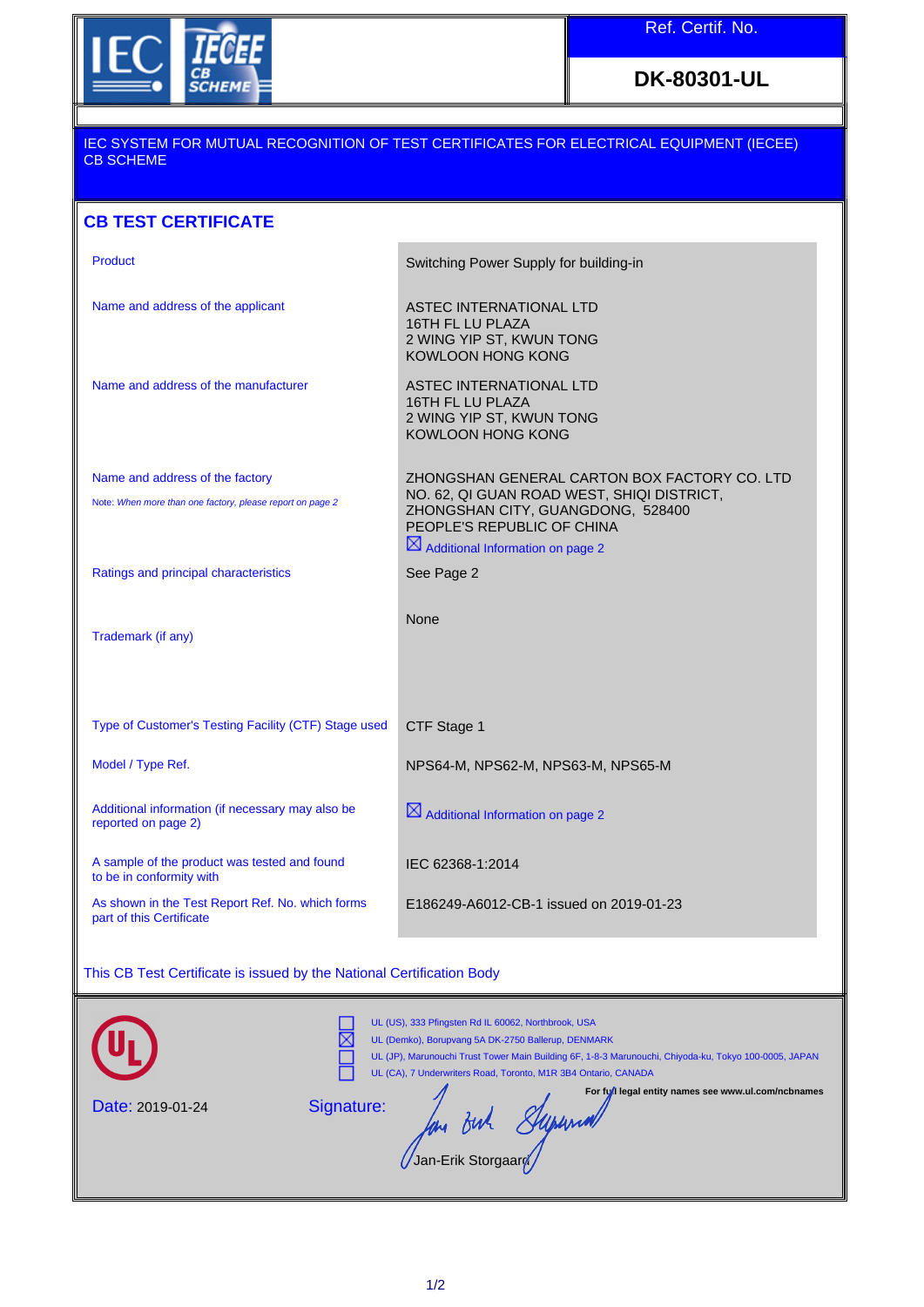IEC IECEE CB SCHEME

| Ref. Certif. No. |
|---|
| DK-80301-UL |

IEC SYSTEM FOR MUTUAL RECOGNITION OF TEST CERTIFICATES FOR ELECTRICAL EQUIPMENT (IECEE) CB SCHEME

## CB TEST CERTIFICATE

| | |
|---|---|
| Product | Switching Power Supply for building-in |
| Name and address of the applicant | ASTEC INTERNATIONAL LTD<br>16TH FL LU PLAZA<br>2 WING YIP ST, KWUN TONG<br>KOWLOON HONG KONG |
| Name and address of the manufacturer | ASTEC INTERNATIONAL LTD<br>16TH FL LU PLAZA<br>2 WING YIP ST, KWUN TONG<br>KOWLOON HONG KONG |
| Name and address of the factory<br>Note: *When more than one factory, please report on page 2* | ZHONGSHAN GENERAL CARTON BOX FACTORY CO. LTD<br>NO. 62, QI GUAN ROAD WEST, SHIQI DISTRICT,<br>ZHONGSHAN CITY, GUANGDONG, 528400<br>PEOPLE'S REPUBLIC OF CHINA<br>☒ Additional Information on page 2 |
| Ratings and principal characteristics | See Page 2 |
| Trademark (if any) | None |
| Type of Customer's Testing Facility (CTF) Stage used | CTF Stage 1 |
| Model / Type Ref. | NPS64-M, NPS62-M, NPS63-M, NPS65-M |
| Additional information (if necessary may also be reported on page 2) | ☒ Additional Information on page 2 |
| A sample of the product was tested and found to be in conformity with | IEC 62368-1:2014 |
| As shown in the Test Report Ref. No. which forms part of this Certificate | E186249-A6012-CB-1 issued on 2019-01-23 |

This CB Test Certificate is issued by the National Certification Body

- ☐ UL (US), 333 Pfingsten Rd IL 60062, Northbrook, USA
- ☒ UL (Demko), Borupvang 5A DK-2750 Ballerup, DENMARK
- ☐ UL (JP), Marunouchi Trust Tower Main Building 6F, 1-8-3 Marunouchi, Chiyoda-ku, Tokyo 100-0005, JAPAN
- ☐ UL (CA), 7 Underwriters Road, Toronto, M1R 3B4 Ontario, CANADA

**For full legal entity names see www.ul.com/ncbnames**

Date: 2019-01-24

Signature: Jan-Erik Storgaard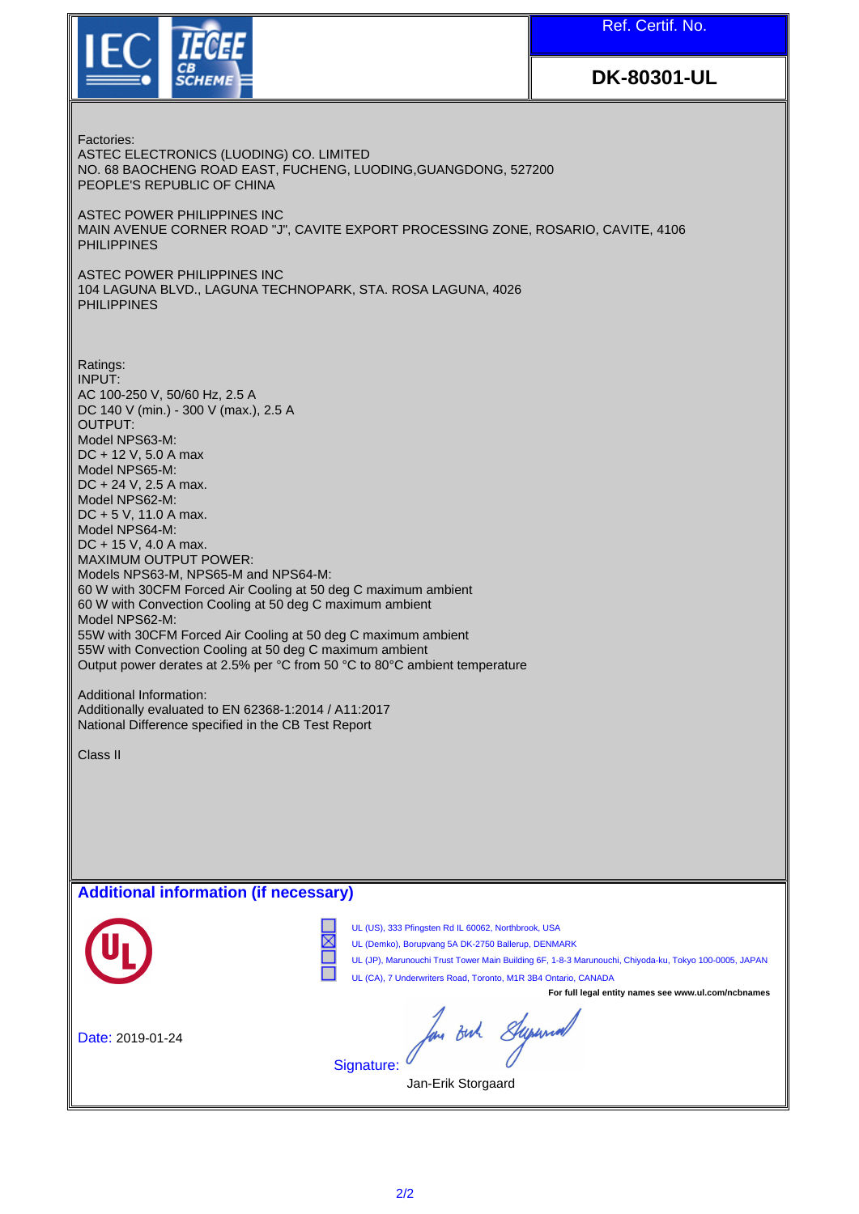IEC IECEE CB SCHEME

| Ref. Certif. No. |
| --- |
| DK-80301-UL |

Factories:
ASTEC ELECTRONICS (LUODING) CO. LIMITED
NO. 68 BAOCHENG ROAD EAST, FUCHENG, LUODING,GUANGDONG, 527200
PEOPLE'S REPUBLIC OF CHINA

ASTEC POWER PHILIPPINES INC
MAIN AVENUE CORNER ROAD "J", CAVITE EXPORT PROCESSING ZONE, ROSARIO, CAVITE, 4106
PHILIPPINES

ASTEC POWER PHILIPPINES INC
104 LAGUNA BLVD., LAGUNA TECHNOPARK, STA. ROSA LAGUNA, 4026
PHILIPPINES

Ratings:
INPUT:
AC 100-250 V, 50/60 Hz, 2.5 A
DC 140 V (min.) - 300 V (max.), 2.5 A
OUTPUT:
Model NPS63-M:
DC + 12 V, 5.0 A max
Model NPS65-M:
DC + 24 V, 2.5 A max.
Model NPS62-M:
DC + 5 V, 11.0 A max.
Model NPS64-M:
DC + 15 V, 4.0 A max.
MAXIMUM OUTPUT POWER:
Models NPS63-M, NPS65-M and NPS64-M:
60 W with 30CFM Forced Air Cooling at 50 deg C maximum ambient
60 W with Convection Cooling at 50 deg C maximum ambient
Model NPS62-M:
55W with 30CFM Forced Air Cooling at 50 deg C maximum ambient
55W with Convection Cooling at 50 deg C maximum ambient
Output power derates at 2.5% per °C from 50 °C to 80°C ambient temperature

Additional Information:
Additionally evaluated to EN 62368-1:2014 / A11:2017
National Difference specified in the CB Test Report

Class II

## Additional information (if necessary)

- ☐ UL (US), 333 Pfingsten Rd IL 60062, Northbrook, USA
- ☒ UL (Demko), Borupvang 5A DK-2750 Ballerup, DENMARK
- ☐ UL (JP), Marunouchi Trust Tower Main Building 6F, 1-8-3 Marunouchi, Chiyoda-ku, Tokyo 100-0005, JAPAN
- ☐ UL (CA), 7 Underwriters Road, Toronto, M1R 3B4 Ontario, CANADA

**For full legal entity names see www.ul.com/ncbnames**

Date: 2019-01-24

Signature:

Jan-Erik Storgaard